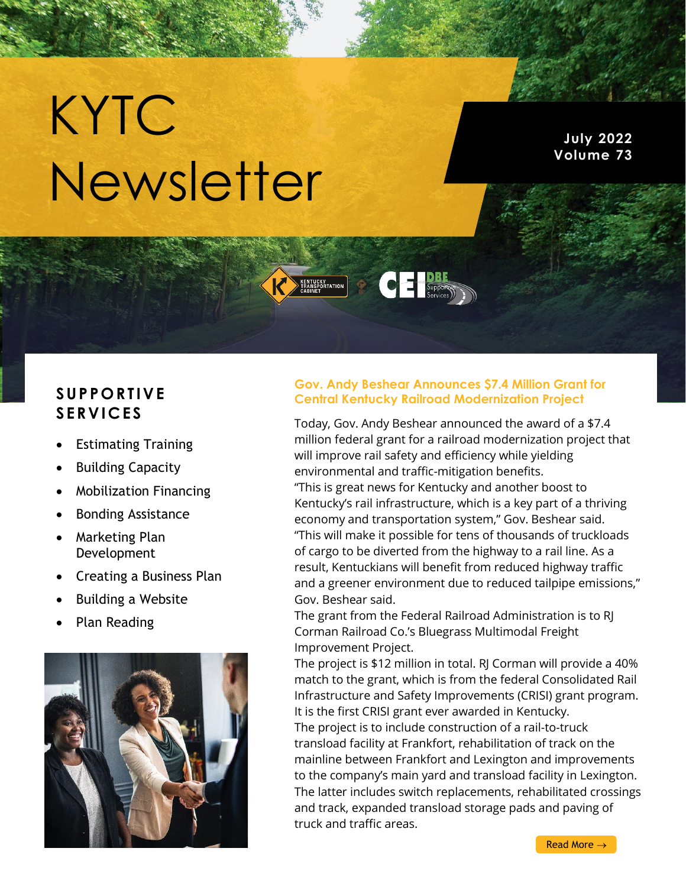# KYTC Newsletter

**July 2022**
**Volume 73**

## SUPPORTIVE SERVICES

- Estimating Training
- Building Capacity
- Mobilization Financing
- Bonding Assistance
- Marketing Plan Development
- Creating a Business Plan
- Building a Website
- Plan Reading

### Gov. Andy Beshear Announces $7.4 Million Grant for Central Kentucky Railroad Modernization Project

Today, Gov. Andy Beshear announced the award of a $7.4 million federal grant for a railroad modernization project that will improve rail safety and efficiency while yielding environmental and traffic-mitigation benefits.

"This is great news for Kentucky and another boost to Kentucky's rail infrastructure, which is a key part of a thriving economy and transportation system," Gov. Beshear said. "This will make it possible for tens of thousands of truckloads of cargo to be diverted from the highway to a rail line. As a result, Kentuckians will benefit from reduced highway traffic and a greener environment due to reduced tailpipe emissions," Gov. Beshear said.

The grant from the Federal Railroad Administration is to RJ Corman Railroad Co.'s Bluegrass Multimodal Freight Improvement Project.

The project is $12 million in total. RJ Corman will provide a 40% match to the grant, which is from the federal Consolidated Rail Infrastructure and Safety Improvements (CRISI) grant program. It is the first CRISI grant ever awarded in Kentucky.

The project is to include construction of a rail-to-truck transload facility at Frankfort, rehabilitation of track on the mainline between Frankfort and Lexington and improvements to the company's main yard and transload facility in Lexington. The latter includes switch replacements, rehabilitated crossings and track, expanded transload storage pads and paving of truck and traffic areas.

Read More →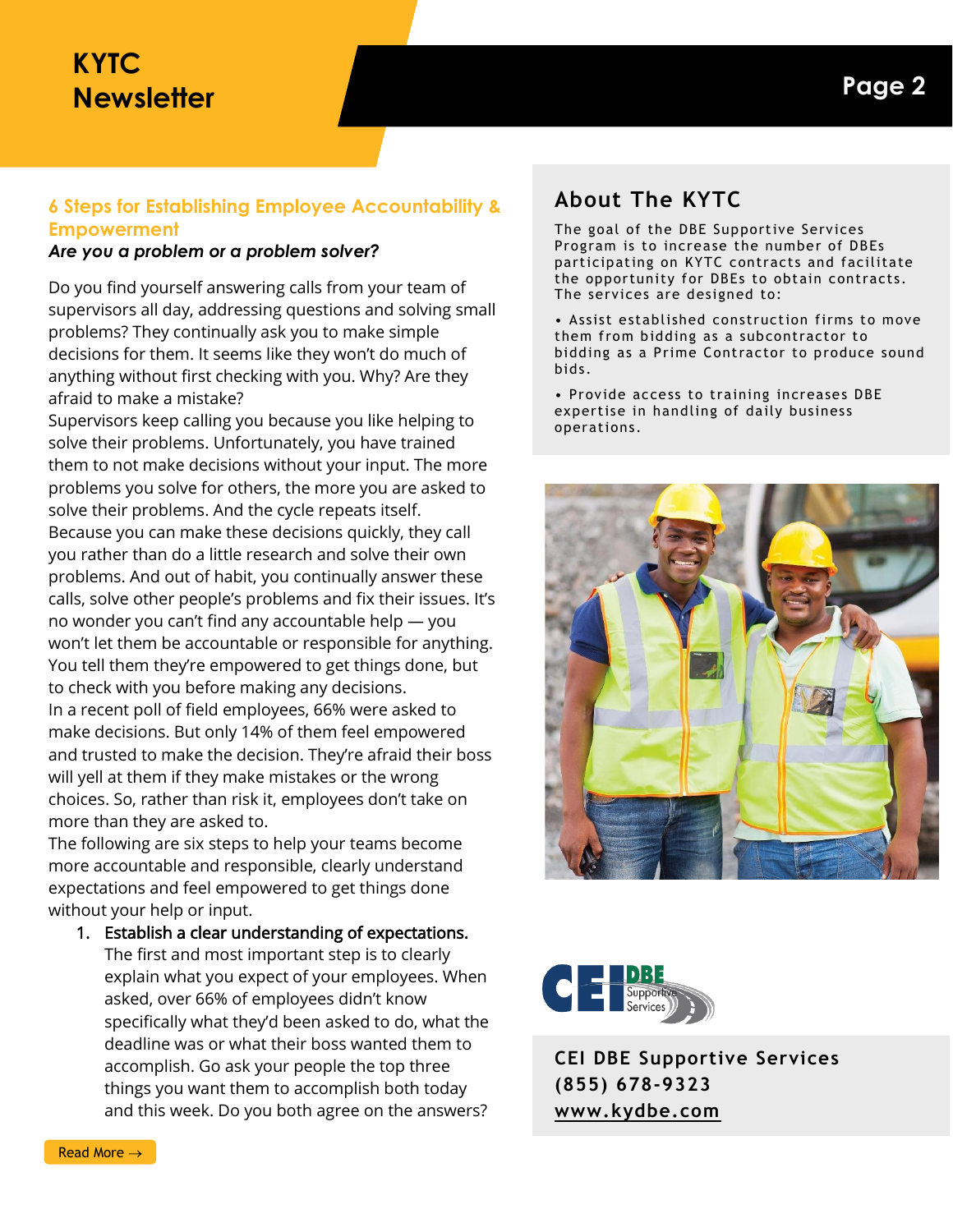## 6 Steps for Establishing Employee Accountability & Empowerment

***Are you a problem or a problem solver?***

Do you find yourself answering calls from your team of supervisors all day, addressing questions and solving small problems? They continually ask you to make simple decisions for them. It seems like they won't do much of anything without first checking with you. Why? Are they afraid to make a mistake?

Supervisors keep calling you because you like helping to solve their problems. Unfortunately, you have trained them to not make decisions without your input. The more problems you solve for others, the more you are asked to solve their problems. And the cycle repeats itself.

Because you can make these decisions quickly, they call you rather than do a little research and solve their own problems. And out of habit, you continually answer these calls, solve other people's problems and fix their issues. It's no wonder you can't find any accountable help — you won't let them be accountable or responsible for anything. You tell them they're empowered to get things done, but to check with you before making any decisions.

In a recent poll of field employees, 66% were asked to make decisions. But only 14% of them feel empowered and trusted to make the decision. They're afraid their boss will yell at them if they make mistakes or the wrong choices. So, rather than risk it, employees don't take on more than they are asked to.

The following are six steps to help your teams become more accountable and responsible, clearly understand expectations and feel empowered to get things done without your help or input.

1. Establish a clear understanding of expectations.
   The first and most important step is to clearly explain what you expect of your employees. When asked, over 66% of employees didn't know specifically what they'd been asked to do, what the deadline was or what their boss wanted them to accomplish. Go ask your people the top three things you want them to accomplish both today and this week. Do you both agree on the answers?

Read More →

## About The KYTC

The goal of the DBE Supportive Services Program is to increase the number of DBEs participating on KYTC contracts and facilitate the opportunity for DBEs to obtain contracts. The services are designed to:

- Assist established construction firms to move them from bidding as a subcontractor to bidding as a Prime Contractor to produce sound bids.
- Provide access to training increases DBE expertise in handling of daily business operations.

CEI DBE Supportive Services

**CEI DBE Supportive Services**
**(855) 678-9323**
**www.kydbe.com**